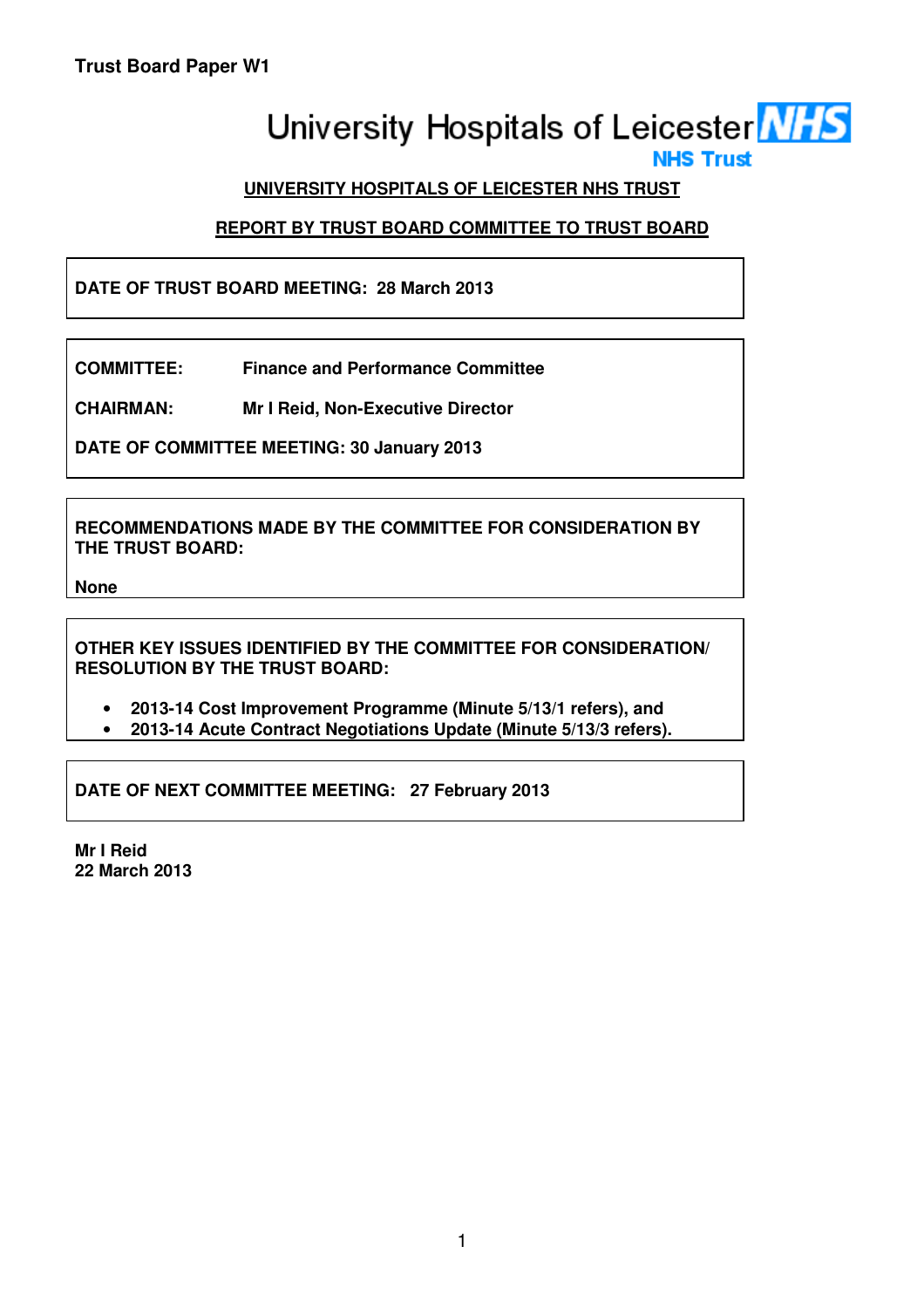**Trust Board Paper W1**

University Hospitals of Leicester NHS Trust

## UNIVERSITY HOSPITALS OF LEICESTER NHS TRUST

## REPORT BY TRUST BOARD COMMITTEE TO TRUST BOARD

**DATE OF TRUST BOARD MEETING: 28 March 2013**

**COMMITTEE:** **Finance and Performance Committee**

**CHAIRMAN:** **Mr I Reid, Non-Executive Director**

**DATE OF COMMITTEE MEETING: 30 January 2013**

**RECOMMENDATIONS MADE BY THE COMMITTEE FOR CONSIDERATION BY THE TRUST BOARD:**

**None**

**OTHER KEY ISSUES IDENTIFIED BY THE COMMITTEE FOR CONSIDERATION/ RESOLUTION BY THE TRUST BOARD:**

- **2013-14 Cost Improvement Programme (Minute 5/13/1 refers), and**
- **2013-14 Acute Contract Negotiations Update (Minute 5/13/3 refers).**

**DATE OF NEXT COMMITTEE MEETING: 27 February 2013**

**Mr I Reid**
**22 March 2013**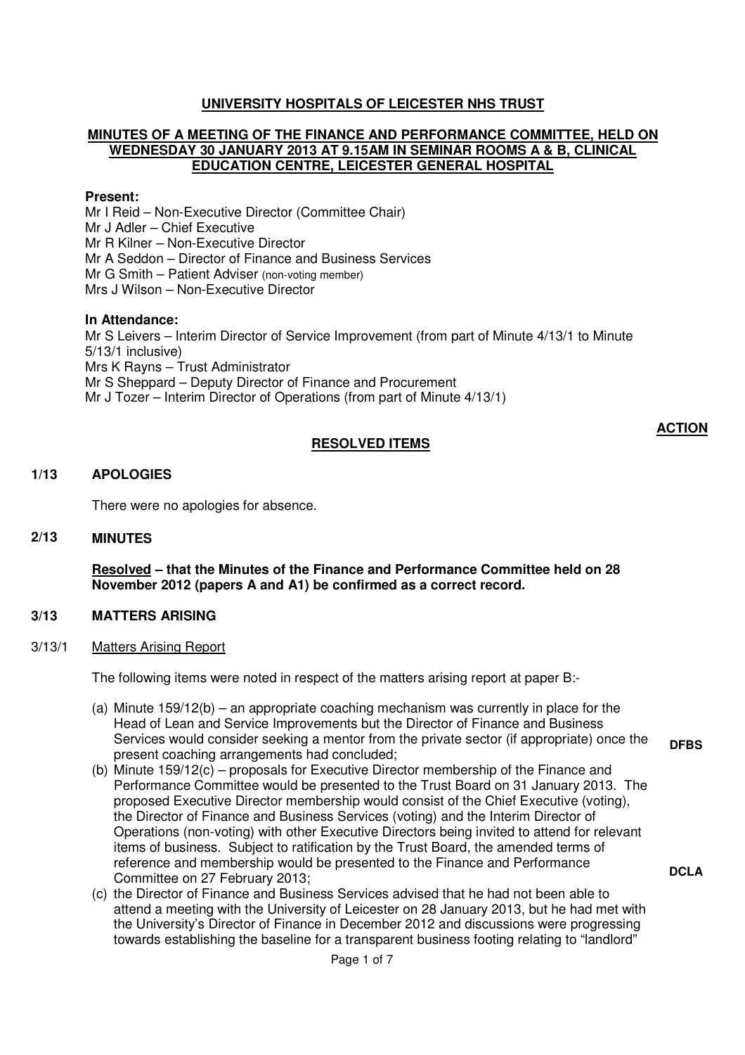**UNIVERSITY HOSPITALS OF LEICESTER NHS TRUST**

**MINUTES OF A MEETING OF THE FINANCE AND PERFORMANCE COMMITTEE, HELD ON WEDNESDAY 30 JANUARY 2013 AT 9.15AM IN SEMINAR ROOMS A & B, CLINICAL EDUCATION CENTRE, LEICESTER GENERAL HOSPITAL**

**Present:**

Mr I Reid – Non-Executive Director (Committee Chair)
Mr J Adler – Chief Executive
Mr R Kilner – Non-Executive Director
Mr A Seddon – Director of Finance and Business Services
Mr G Smith – Patient Adviser (non-voting member)
Mrs J Wilson – Non-Executive Director

**In Attendance:**

Mr S Leivers – Interim Director of Service Improvement (from part of Minute 4/13/1 to Minute 5/13/1 inclusive)
Mrs K Rayns – Trust Administrator
Mr S Sheppard – Deputy Director of Finance and Procurement
Mr J Tozer – Interim Director of Operations (from part of Minute 4/13/1)

**ACTION**

**RESOLVED ITEMS**

**1/13 APOLOGIES**

There were no apologies for absence.

**2/13 MINUTES**

**Resolved – that the Minutes of the Finance and Performance Committee held on 28 November 2012 (papers A and A1) be confirmed as a correct record.**

**3/13 MATTERS ARISING**

3/13/1 Matters Arising Report

The following items were noted in respect of the matters arising report at paper B:-

(a) Minute 159/12(b) – an appropriate coaching mechanism was currently in place for the Head of Lean and Service Improvements but the Director of Finance and Business Services would consider seeking a mentor from the private sector (if appropriate) once the present coaching arrangements had concluded; **DFBS**

(b) Minute 159/12(c) – proposals for Executive Director membership of the Finance and Performance Committee would be presented to the Trust Board on 31 January 2013. The proposed Executive Director membership would consist of the Chief Executive (voting), the Director of Finance and Business Services (voting) and the Interim Director of Operations (non-voting) with other Executive Directors being invited to attend for relevant items of business. Subject to ratification by the Trust Board, the amended terms of reference and membership would be presented to the Finance and Performance Committee on 27 February 2013; **DCLA**

(c) the Director of Finance and Business Services advised that he had not been able to attend a meeting with the University of Leicester on 28 January 2013, but he had met with the University's Director of Finance in December 2012 and discussions were progressing towards establishing the baseline for a transparent business footing relating to "landlord"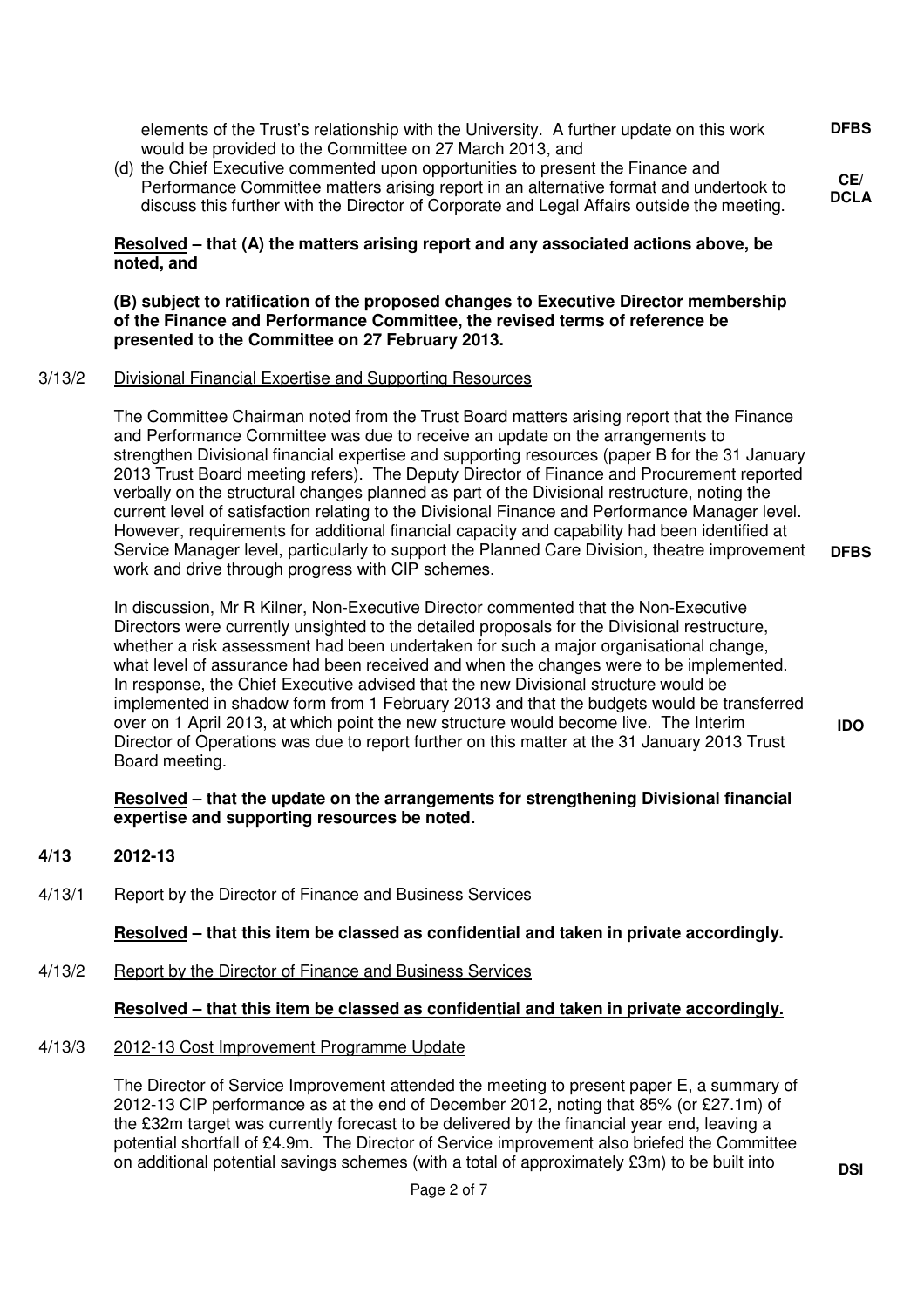elements of the Trust's relationship with the University. A further update on this work would be provided to the Committee on 27 March 2013, and **DFBS**

(d) the Chief Executive commented upon opportunities to present the Finance and Performance Committee matters arising report in an alternative format and undertook to discuss this further with the Director of Corporate and Legal Affairs outside the meeting. **CE/ DCLA**

**Resolved – that (A) the matters arising report and any associated actions above, be noted, and**

**(B) subject to ratification of the proposed changes to Executive Director membership of the Finance and Performance Committee, the revised terms of reference be presented to the Committee on 27 February 2013.**

3/13/2 Divisional Financial Expertise and Supporting Resources

The Committee Chairman noted from the Trust Board matters arising report that the Finance and Performance Committee was due to receive an update on the arrangements to strengthen Divisional financial expertise and supporting resources (paper B for the 31 January 2013 Trust Board meeting refers). The Deputy Director of Finance and Procurement reported verbally on the structural changes planned as part of the Divisional restructure, noting the current level of satisfaction relating to the Divisional Finance and Performance Manager level. However, requirements for additional financial capacity and capability had been identified at Service Manager level, particularly to support the Planned Care Division, theatre improvement work and drive through progress with CIP schemes. **DFBS**

In discussion, Mr R Kilner, Non-Executive Director commented that the Non-Executive Directors were currently unsighted to the detailed proposals for the Divisional restructure, whether a risk assessment had been undertaken for such a major organisational change, what level of assurance had been received and when the changes were to be implemented. In response, the Chief Executive advised that the new Divisional structure would be implemented in shadow form from 1 February 2013 and that the budgets would be transferred over on 1 April 2013, at which point the new structure would become live. The Interim Director of Operations was due to report further on this matter at the 31 January 2013 Trust Board meeting. **IDO**

**Resolved – that the update on the arrangements for strengthening Divisional financial expertise and supporting resources be noted.**

**4/13 2012-13**

4/13/1 Report by the Director of Finance and Business Services

**Resolved – that this item be classed as confidential and taken in private accordingly.**

4/13/2 Report by the Director of Finance and Business Services

**Resolved – that this item be classed as confidential and taken in private accordingly.**

4/13/3 2012-13 Cost Improvement Programme Update

The Director of Service Improvement attended the meeting to present paper E, a summary of 2012-13 CIP performance as at the end of December 2012, noting that 85% (or £27.1m) of the £32m target was currently forecast to be delivered by the financial year end, leaving a potential shortfall of £4.9m. The Director of Service improvement also briefed the Committee on additional potential savings schemes (with a total of approximately £3m) to be built into **DSI**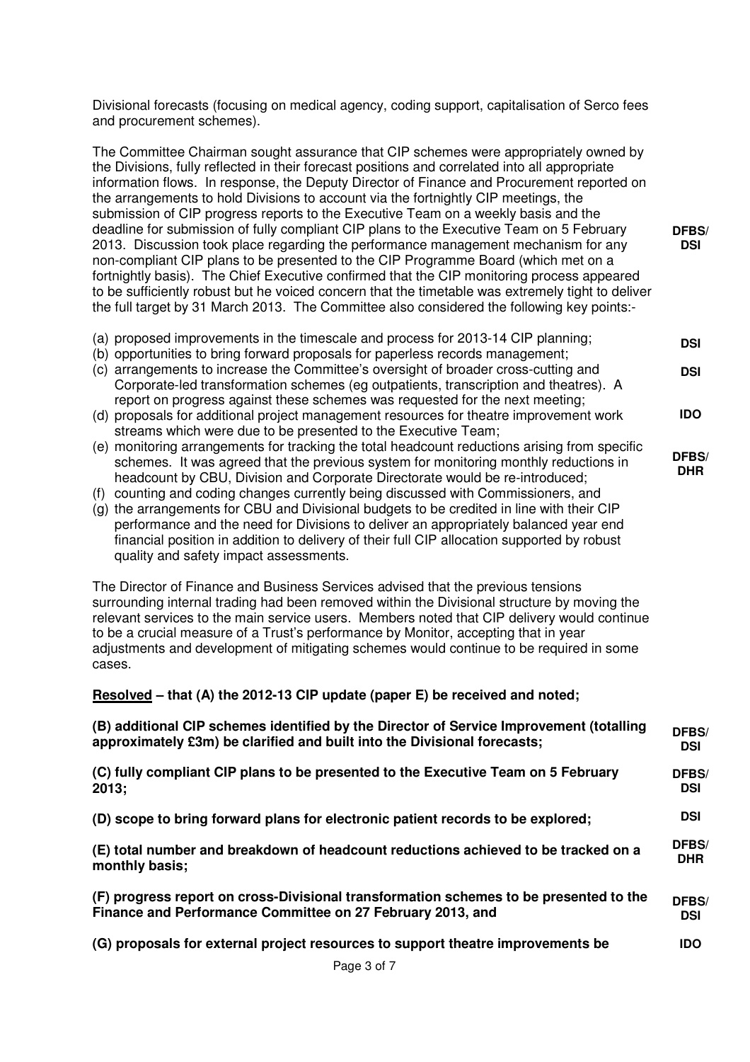Divisional forecasts (focusing on medical agency, coding support, capitalisation of Serco fees and procurement schemes).

The Committee Chairman sought assurance that CIP schemes were appropriately owned by the Divisions, fully reflected in their forecast positions and correlated into all appropriate information flows. In response, the Deputy Director of Finance and Procurement reported on the arrangements to hold Divisions to account via the fortnightly CIP meetings, the submission of CIP progress reports to the Executive Team on a weekly basis and the deadline for submission of fully compliant CIP plans to the Executive Team on 5 February 2013. Discussion took place regarding the performance management mechanism for any non-compliant CIP plans to be presented to the CIP Programme Board (which met on a fortnightly basis). The Chief Executive confirmed that the CIP monitoring process appeared to be sufficiently robust but he voiced concern that the timetable was extremely tight to deliver the full target by 31 March 2013. The Committee also considered the following key points:- **DFBS/ DSI**

(a) proposed improvements in the timescale and process for 2013-14 CIP planning; **DSI**
(b) opportunities to bring forward proposals for paperless records management; **DSI**
(c) arrangements to increase the Committee's oversight of broader cross-cutting and Corporate-led transformation schemes (eg outpatients, transcription and theatres). A report on progress against these schemes was requested for the next meeting; **IDO**
(d) proposals for additional project management resources for theatre improvement work streams which were due to be presented to the Executive Team;
(e) monitoring arrangements for tracking the total headcount reductions arising from specific schemes. It was agreed that the previous system for monitoring monthly reductions in headcount by CBU, Division and Corporate Directorate would be re-introduced; **DFBS/ DHR**
(f) counting and coding changes currently being discussed with Commissioners, and
(g) the arrangements for CBU and Divisional budgets to be credited in line with their CIP performance and the need for Divisions to deliver an appropriately balanced year end financial position in addition to delivery of their full CIP allocation supported by robust quality and safety impact assessments.

The Director of Finance and Business Services advised that the previous tensions surrounding internal trading had been removed within the Divisional structure by moving the relevant services to the main service users. Members noted that CIP delivery would continue to be a crucial measure of a Trust's performance by Monitor, accepting that in year adjustments and development of mitigating schemes would continue to be required in some cases.

**Resolved – that (A) the 2012-13 CIP update (paper E) be received and noted;**

**(B) additional CIP schemes identified by the Director of Service Improvement (totalling approximately £3m) be clarified and built into the Divisional forecasts;** **DFBS/ DSI**

**(C) fully compliant CIP plans to be presented to the Executive Team on 5 February 2013;** **DFBS/ DSI**

**(D) scope to bring forward plans for electronic patient records to be explored;** **DSI**

**(E) total number and breakdown of headcount reductions achieved to be tracked on a monthly basis;** **DFBS/ DHR**

**(F) progress report on cross-Divisional transformation schemes to be presented to the Finance and Performance Committee on 27 February 2013, and** **DFBS/ DSI**

**(G) proposals for external project resources to support theatre improvements be** **IDO**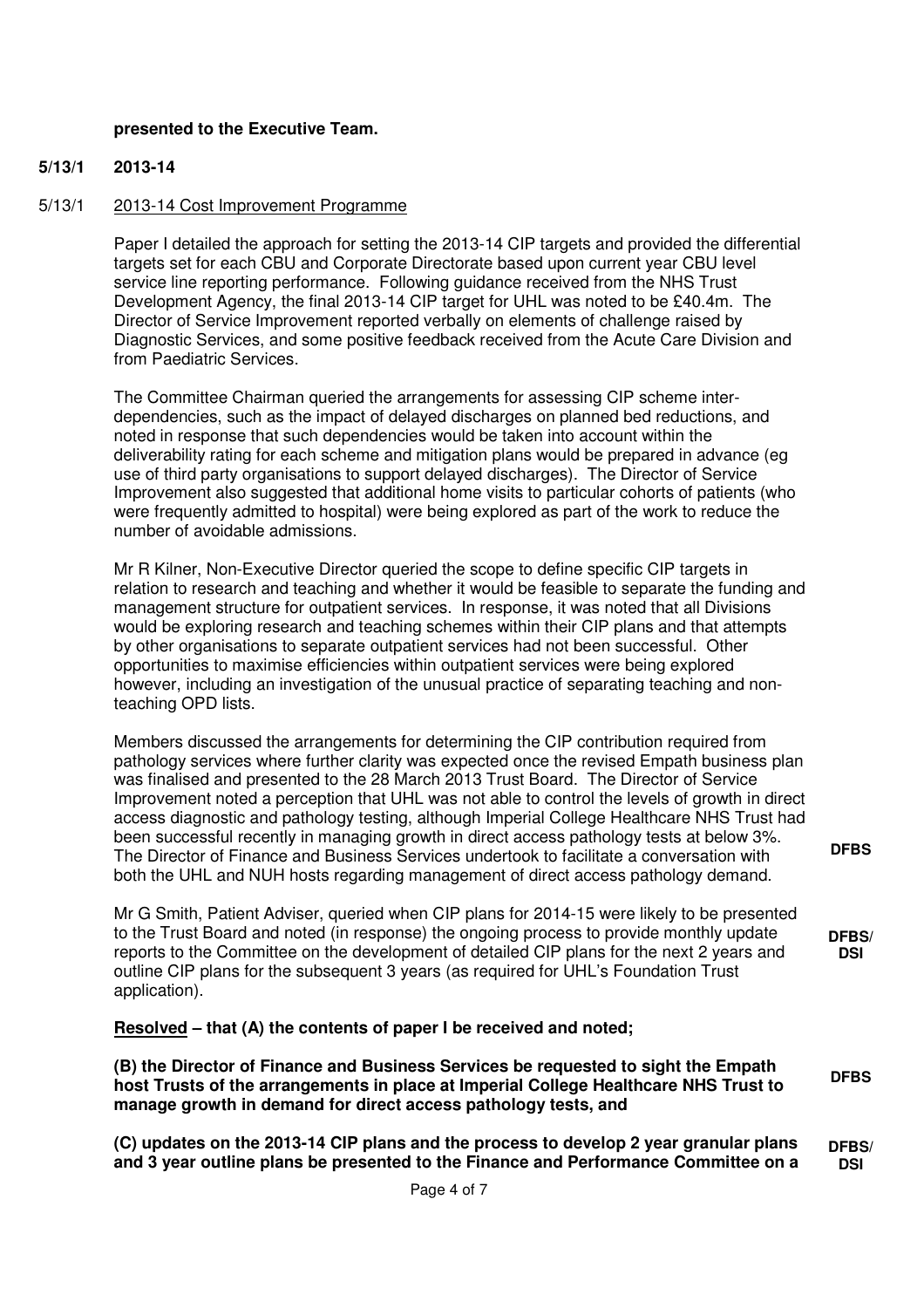**presented to the Executive Team.**

**5/13/1 2013-14**

5/13/1 <u>2013-14 Cost Improvement Programme</u>

Paper I detailed the approach for setting the 2013-14 CIP targets and provided the differential targets set for each CBU and Corporate Directorate based upon current year CBU level service line reporting performance. Following guidance received from the NHS Trust Development Agency, the final 2013-14 CIP target for UHL was noted to be £40.4m. The Director of Service Improvement reported verbally on elements of challenge raised by Diagnostic Services, and some positive feedback received from the Acute Care Division and from Paediatric Services.

The Committee Chairman queried the arrangements for assessing CIP scheme inter-dependencies, such as the impact of delayed discharges on planned bed reductions, and noted in response that such dependencies would be taken into account within the deliverability rating for each scheme and mitigation plans would be prepared in advance (eg use of third party organisations to support delayed discharges). The Director of Service Improvement also suggested that additional home visits to particular cohorts of patients (who were frequently admitted to hospital) were being explored as part of the work to reduce the number of avoidable admissions.

Mr R Kilner, Non-Executive Director queried the scope to define specific CIP targets in relation to research and teaching and whether it would be feasible to separate the funding and management structure for outpatient services. In response, it was noted that all Divisions would be exploring research and teaching schemes within their CIP plans and that attempts by other organisations to separate outpatient services had not been successful. Other opportunities to maximise efficiencies within outpatient services were being explored however, including an investigation of the unusual practice of separating teaching and non-teaching OPD lists.

Members discussed the arrangements for determining the CIP contribution required from pathology services where further clarity was expected once the revised Empath business plan was finalised and presented to the 28 March 2013 Trust Board. The Director of Service Improvement noted a perception that UHL was not able to control the levels of growth in direct access diagnostic and pathology testing, although Imperial College Healthcare NHS Trust had been successful recently in managing growth in direct access pathology tests at below 3%. The Director of Finance and Business Services undertook to facilitate a conversation with both the UHL and NUH hosts regarding management of direct access pathology demand. **DFBS**

Mr G Smith, Patient Adviser, queried when CIP plans for 2014-15 were likely to be presented to the Trust Board and noted (in response) the ongoing process to provide monthly update reports to the Committee on the development of detailed CIP plans for the next 2 years and outline CIP plans for the subsequent 3 years (as required for UHL's Foundation Trust application). **DFBS/ DSI**

<u>**Resolved**</u> **– that (A) the contents of paper I be received and noted;**

**(B) the Director of Finance and Business Services be requested to sight the Empath host Trusts of the arrangements in place at Imperial College Healthcare NHS Trust to manage growth in demand for direct access pathology tests, and** **DFBS**

**(C) updates on the 2013-14 CIP plans and the process to develop 2 year granular plans and 3 year outline plans be presented to the Finance and Performance Committee on a** **DFBS/ DSI**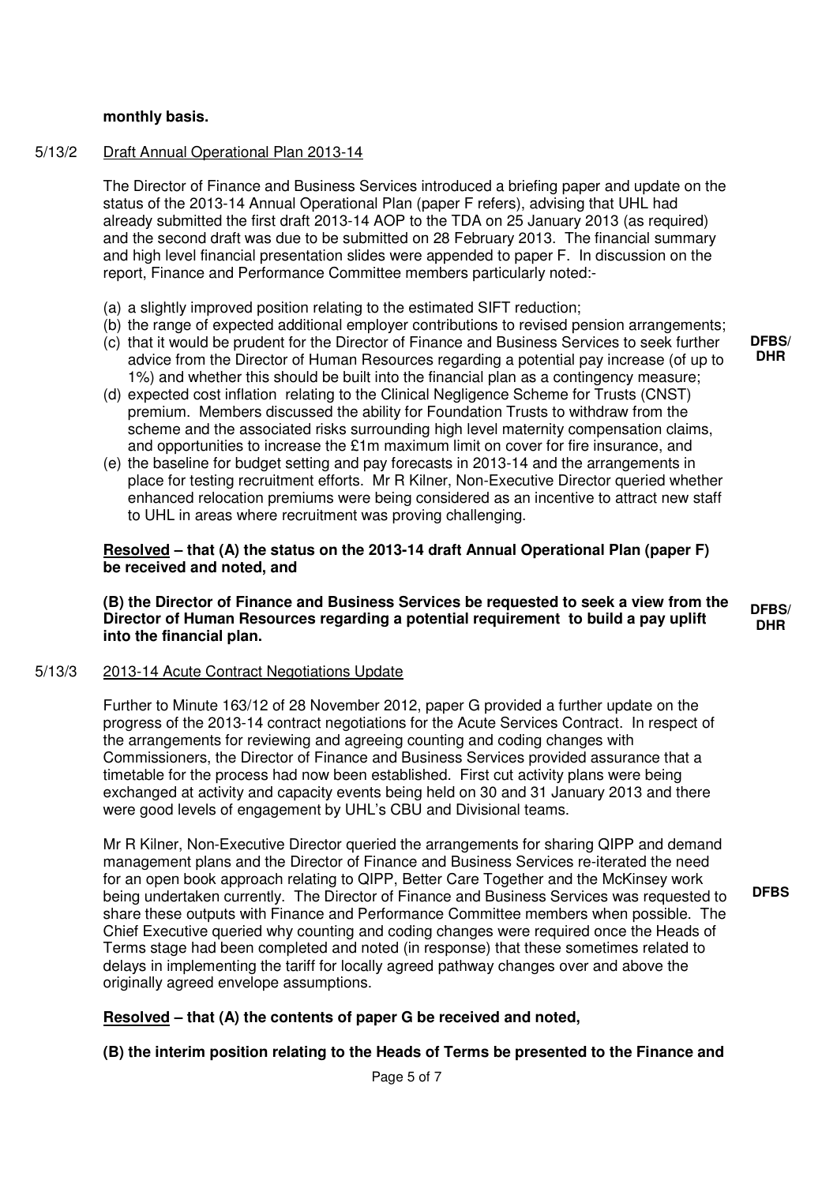**monthly basis.**

5/13/2 Draft Annual Operational Plan 2013-14

The Director of Finance and Business Services introduced a briefing paper and update on the status of the 2013-14 Annual Operational Plan (paper F refers), advising that UHL had already submitted the first draft 2013-14 AOP to the TDA on 25 January 2013 (as required) and the second draft was due to be submitted on 28 February 2013. The financial summary and high level financial presentation slides were appended to paper F. In discussion on the report, Finance and Performance Committee members particularly noted:-

(a) a slightly improved position relating to the estimated SIFT reduction;
(b) the range of expected additional employer contributions to revised pension arrangements;
(c) that it would be prudent for the Director of Finance and Business Services to seek further advice from the Director of Human Resources regarding a potential pay increase (of up to 1%) and whether this should be built into the financial plan as a contingency measure; **DFBS/ DHR**
(d) expected cost inflation relating to the Clinical Negligence Scheme for Trusts (CNST) premium. Members discussed the ability for Foundation Trusts to withdraw from the scheme and the associated risks surrounding high level maternity compensation claims, and opportunities to increase the £1m maximum limit on cover for fire insurance, and
(e) the baseline for budget setting and pay forecasts in 2013-14 and the arrangements in place for testing recruitment efforts. Mr R Kilner, Non-Executive Director queried whether enhanced relocation premiums were being considered as an incentive to attract new staff to UHL in areas where recruitment was proving challenging.

**Resolved – that (A) the status on the 2013-14 draft Annual Operational Plan (paper F) be received and noted, and**

**(B) the Director of Finance and Business Services be requested to seek a view from the Director of Human Resources regarding a potential requirement to build a pay uplift into the financial plan.** **DFBS/ DHR**

5/13/3 2013-14 Acute Contract Negotiations Update

Further to Minute 163/12 of 28 November 2012, paper G provided a further update on the progress of the 2013-14 contract negotiations for the Acute Services Contract. In respect of the arrangements for reviewing and agreeing counting and coding changes with Commissioners, the Director of Finance and Business Services provided assurance that a timetable for the process had now been established. First cut activity plans were being exchanged at activity and capacity events being held on 30 and 31 January 2013 and there were good levels of engagement by UHL's CBU and Divisional teams.

Mr R Kilner, Non-Executive Director queried the arrangements for sharing QIPP and demand management plans and the Director of Finance and Business Services re-iterated the need for an open book approach relating to QIPP, Better Care Together and the McKinsey work being undertaken currently. The Director of Finance and Business Services was requested to share these outputs with Finance and Performance Committee members when possible. The Chief Executive queried why counting and coding changes were required once the Heads of Terms stage had been completed and noted (in response) that these sometimes related to delays in implementing the tariff for locally agreed pathway changes over and above the originally agreed envelope assumptions. **DFBS**

**Resolved – that (A) the contents of paper G be received and noted,**

**(B) the interim position relating to the Heads of Terms be presented to the Finance and**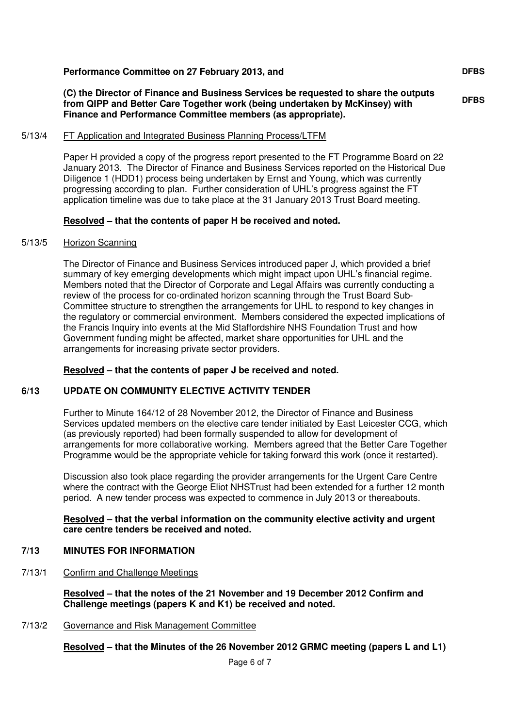**Performance Committee on 27 February 2013, and** **DFBS**

**(C) the Director of Finance and Business Services be requested to share the outputs from QIPP and Better Care Together work (being undertaken by McKinsey) with Finance and Performance Committee members (as appropriate).** **DFBS**

5/13/4 FT Application and Integrated Business Planning Process/LTFM

Paper H provided a copy of the progress report presented to the FT Programme Board on 22 January 2013. The Director of Finance and Business Services reported on the Historical Due Diligence 1 (HDD1) process being undertaken by Ernst and Young, which was currently progressing according to plan. Further consideration of UHL's progress against the FT application timeline was due to take place at the 31 January 2013 Trust Board meeting.

**Resolved – that the contents of paper H be received and noted.**

5/13/5 Horizon Scanning

The Director of Finance and Business Services introduced paper J, which provided a brief summary of key emerging developments which might impact upon UHL's financial regime. Members noted that the Director of Corporate and Legal Affairs was currently conducting a review of the process for co-ordinated horizon scanning through the Trust Board Sub-Committee structure to strengthen the arrangements for UHL to respond to key changes in the regulatory or commercial environment. Members considered the expected implications of the Francis Inquiry into events at the Mid Staffordshire NHS Foundation Trust and how Government funding might be affected, market share opportunities for UHL and the arrangements for increasing private sector providers.

**Resolved – that the contents of paper J be received and noted.**

## 6/13 UPDATE ON COMMUNITY ELECTIVE ACTIVITY TENDER

Further to Minute 164/12 of 28 November 2012, the Director of Finance and Business Services updated members on the elective care tender initiated by East Leicester CCG, which (as previously reported) had been formally suspended to allow for development of arrangements for more collaborative working. Members agreed that the Better Care Together Programme would be the appropriate vehicle for taking forward this work (once it restarted).

Discussion also took place regarding the provider arrangements for the Urgent Care Centre where the contract with the George Eliot NHSTrust had been extended for a further 12 month period. A new tender process was expected to commence in July 2013 or thereabouts.

**Resolved – that the verbal information on the community elective activity and urgent care centre tenders be received and noted.**

## 7/13 MINUTES FOR INFORMATION

7/13/1 Confirm and Challenge Meetings

**Resolved – that the notes of the 21 November and 19 December 2012 Confirm and Challenge meetings (papers K and K1) be received and noted.**

7/13/2 Governance and Risk Management Committee

**Resolved – that the Minutes of the 26 November 2012 GRMC meeting (papers L and L1)**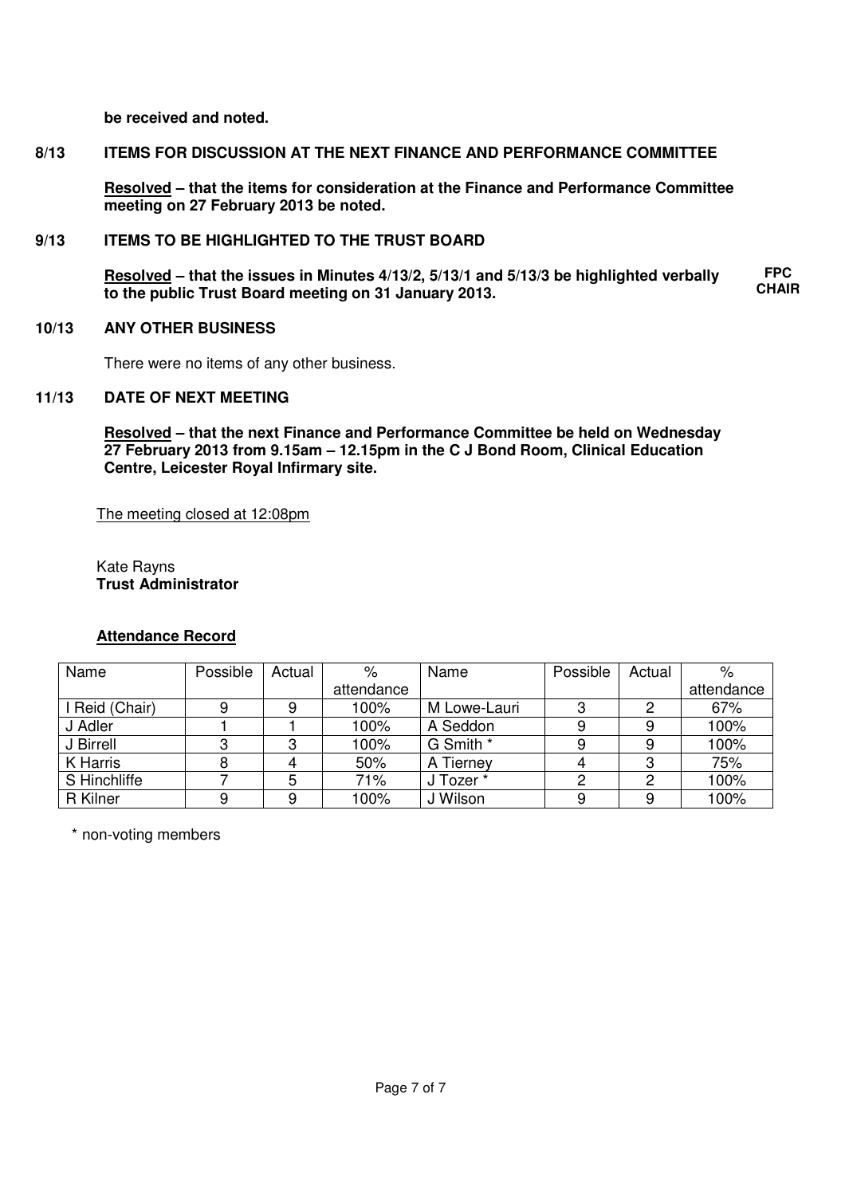**be received and noted.**

**8/13 ITEMS FOR DISCUSSION AT THE NEXT FINANCE AND PERFORMANCE COMMITTEE**

**Resolved – that the items for consideration at the Finance and Performance Committee meeting on 27 February 2013 be noted.**

**9/13 ITEMS TO BE HIGHLIGHTED TO THE TRUST BOARD**

**Resolved – that the issues in Minutes 4/13/2, 5/13/1 and 5/13/3 be highlighted verbally to the public Trust Board meeting on 31 January 2013.** **FPC CHAIR**

**10/13 ANY OTHER BUSINESS**

There were no items of any other business.

**11/13 DATE OF NEXT MEETING**

**Resolved – that the next Finance and Performance Committee be held on Wednesday 27 February 2013 from 9.15am – 12.15pm in the C J Bond Room, Clinical Education Centre, Leicester Royal Infirmary site.**

The meeting closed at 12:08pm

Kate Rayns
**Trust Administrator**

**Attendance Record**

| Name | Possible | Actual | % attendance | Name | Possible | Actual | % attendance |
|---|---|---|---|---|---|---|---|
| I Reid (Chair) | 9 | 9 | 100% | M Lowe-Lauri | 3 | 2 | 67% |
| J Adler | 1 | 1 | 100% | A Seddon | 9 | 9 | 100% |
| J Birrell | 3 | 3 | 100% | G Smith * | 9 | 9 | 100% |
| K Harris | 8 | 4 | 50% | A Tierney | 4 | 3 | 75% |
| S Hinchliffe | 7 | 5 | 71% | J Tozer * | 2 | 2 | 100% |
| R Kilner | 9 | 9 | 100% | J Wilson | 9 | 9 | 100% |

\* non-voting members